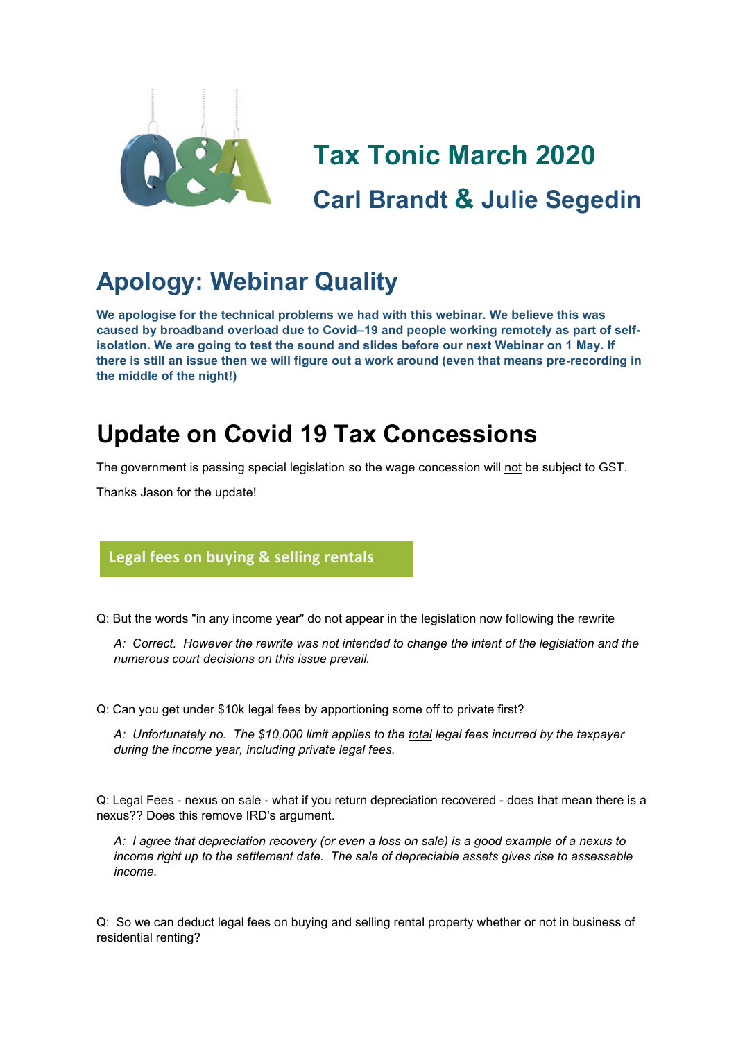# Tax Tonic March 2020

## Carl Brandt & Julie Segedin

## Apology: Webinar Quality

**We apologise for the technical problems we had with this webinar. We believe this was caused by broadband overload due to Covid–19 and people working remotely as part of self-isolation. We are going to test the sound and slides before our next Webinar on 1 May. If there is still an issue then we will figure out a work around (even that means pre-recording in the middle of the night!)**

## Update on Covid 19 Tax Concessions

The government is passing special legislation so the wage concession will not be subject to GST.

Thanks Jason for the update!

### Legal fees on buying & selling rentals

Q: But the words "in any income year" do not appear in the legislation now following the rewrite

> *A: Correct. However the rewrite was not intended to change the intent of the legislation and the numerous court decisions on this issue prevail.*

Q: Can you get under $10k legal fees by apportioning some off to private first?

> *A: Unfortunately no. The $10,000 limit applies to the total legal fees incurred by the taxpayer during the income year, including private legal fees.*

Q: Legal Fees - nexus on sale - what if you return depreciation recovered - does that mean there is a nexus?? Does this remove IRD's argument.

> *A: I agree that depreciation recovery (or even a loss on sale) is a good example of a nexus to income right up to the settlement date. The sale of depreciable assets gives rise to assessable income.*

Q: So we can deduct legal fees on buying and selling rental property whether or not in business of residential renting?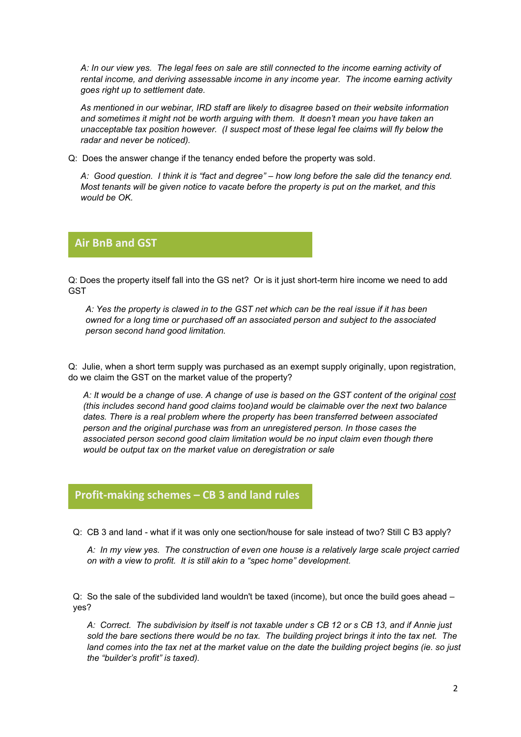*A: In our view yes. The legal fees on sale are still connected to the income earning activity of rental income, and deriving assessable income in any income year. The income earning activity goes right up to settlement date.*

*As mentioned in our webinar, IRD staff are likely to disagree based on their website information and sometimes it might not be worth arguing with them. It doesn't mean you have taken an unacceptable tax position however. (I suspect most of these legal fee claims will fly below the radar and never be noticed).*

Q: Does the answer change if the tenancy ended before the property was sold.

*A: Good question. I think it is "fact and degree" – how long before the sale did the tenancy end. Most tenants will be given notice to vacate before the property is put on the market, and this would be OK.*

## Air BnB and GST

Q: Does the property itself fall into the GS net? Or is it just short-term hire income we need to add GST

*A: Yes the property is clawed in to the GST net which can be the real issue if it has been owned for a long time or purchased off an associated person and subject to the associated person second hand good limitation.*

Q: Julie, when a short term supply was purchased as an exempt supply originally, upon registration, do we claim the GST on the market value of the property?

*A: It would be a change of use. A change of use is based on the GST content of the original cost (this includes second hand good claims too)and would be claimable over the next two balance dates. There is a real problem where the property has been transferred between associated person and the original purchase was from an unregistered person. In those cases the associated person second good claim limitation would be no input claim even though there would be output tax on the market value on deregistration or sale*

## Profit-making schemes – CB 3 and land rules

Q: CB 3 and land - what if it was only one section/house for sale instead of two? Still C B3 apply?

*A: In my view yes. The construction of even one house is a relatively large scale project carried on with a view to profit. It is still akin to a "spec home" development.*

Q: So the sale of the subdivided land wouldn't be taxed (income), but once the build goes ahead – yes?

*A: Correct. The subdivision by itself is not taxable under s CB 12 or s CB 13, and if Annie just sold the bare sections there would be no tax. The building project brings it into the tax net. The land comes into the tax net at the market value on the date the building project begins (ie. so just the "builder's profit" is taxed).*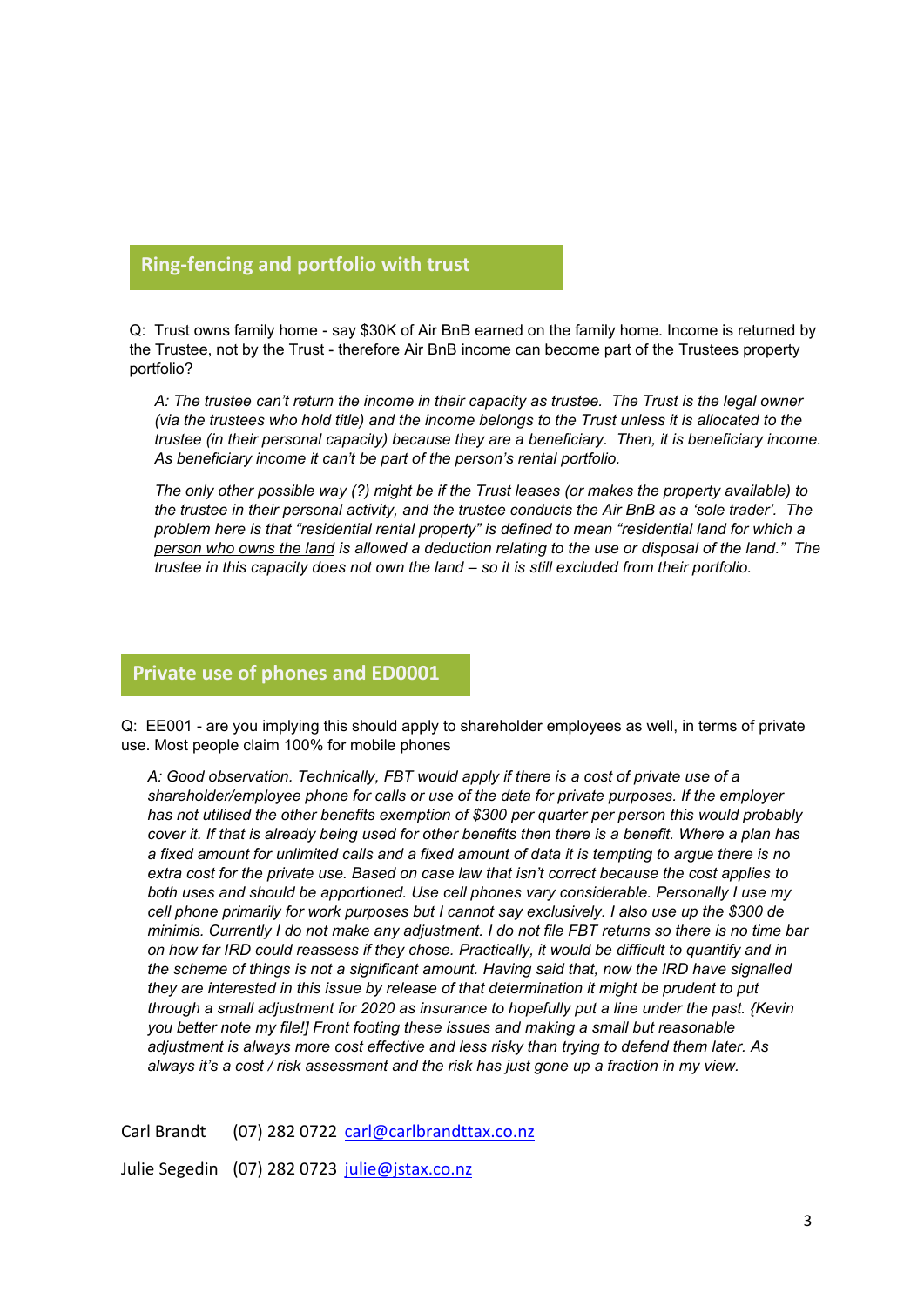## Ring-fencing and portfolio with trust

Q: Trust owns family home - say $30K of Air BnB earned on the family home. Income is returned by the Trustee, not by the Trust - therefore Air BnB income can become part of the Trustees property portfolio?

*A: The trustee can't return the income in their capacity as trustee. The Trust is the legal owner (via the trustees who hold title) and the income belongs to the Trust unless it is allocated to the trustee (in their personal capacity) because they are a beneficiary. Then, it is beneficiary income. As beneficiary income it can't be part of the person's rental portfolio.*

*The only other possible way (?) might be if the Trust leases (or makes the property available) to the trustee in their personal activity, and the trustee conducts the Air BnB as a 'sole trader'. The problem here is that "residential rental property" is defined to mean "residential land for which a <u>person who owns the land</u> is allowed a deduction relating to the use or disposal of the land." The trustee in this capacity does not own the land – so it is still excluded from their portfolio.*

## Private use of phones and ED0001

Q: EE001 - are you implying this should apply to shareholder employees as well, in terms of private use. Most people claim 100% for mobile phones

*A: Good observation. Technically, FBT would apply if there is a cost of private use of a shareholder/employee phone for calls or use of the data for private purposes. If the employer has not utilised the other benefits exemption of $300 per quarter per person this would probably cover it. If that is already being used for other benefits then there is a benefit. Where a plan has a fixed amount for unlimited calls and a fixed amount of data it is tempting to argue there is no extra cost for the private use. Based on case law that isn't correct because the cost applies to both uses and should be apportioned. Use cell phones vary considerable. Personally I use my cell phone primarily for work purposes but I cannot say exclusively. I also use up the $300 de minimis. Currently I do not make any adjustment. I do not file FBT returns so there is no time bar on how far IRD could reassess if they chose. Practically, it would be difficult to quantify and in the scheme of things is not a significant amount. Having said that, now the IRD have signalled they are interested in this issue by release of that determination it might be prudent to put through a small adjustment for 2020 as insurance to hopefully put a line under the past. {Kevin you better note my file!] Front footing these issues and making a small but reasonable adjustment is always more cost effective and less risky than trying to defend them later. As always it's a cost / risk assessment and the risk has just gone up a fraction in my view.*

Carl Brandt (07) 282 0722 carl@carlbrandttax.co.nz

Julie Segedin (07) 282 0723 julie@jstax.co.nz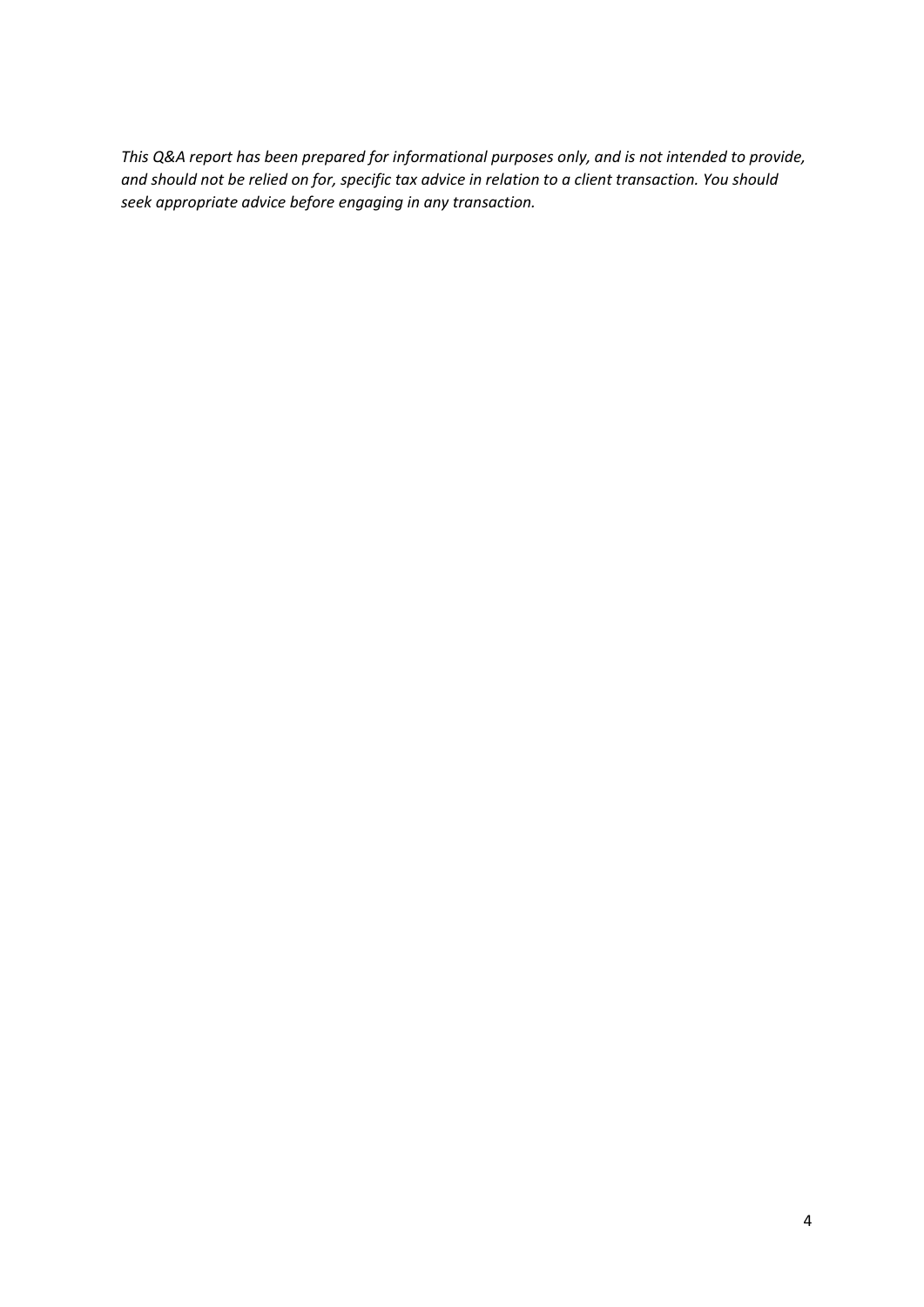*This Q&A report has been prepared for informational purposes only, and is not intended to provide, and should not be relied on for, specific tax advice in relation to a client transaction. You should seek appropriate advice before engaging in any transaction.*